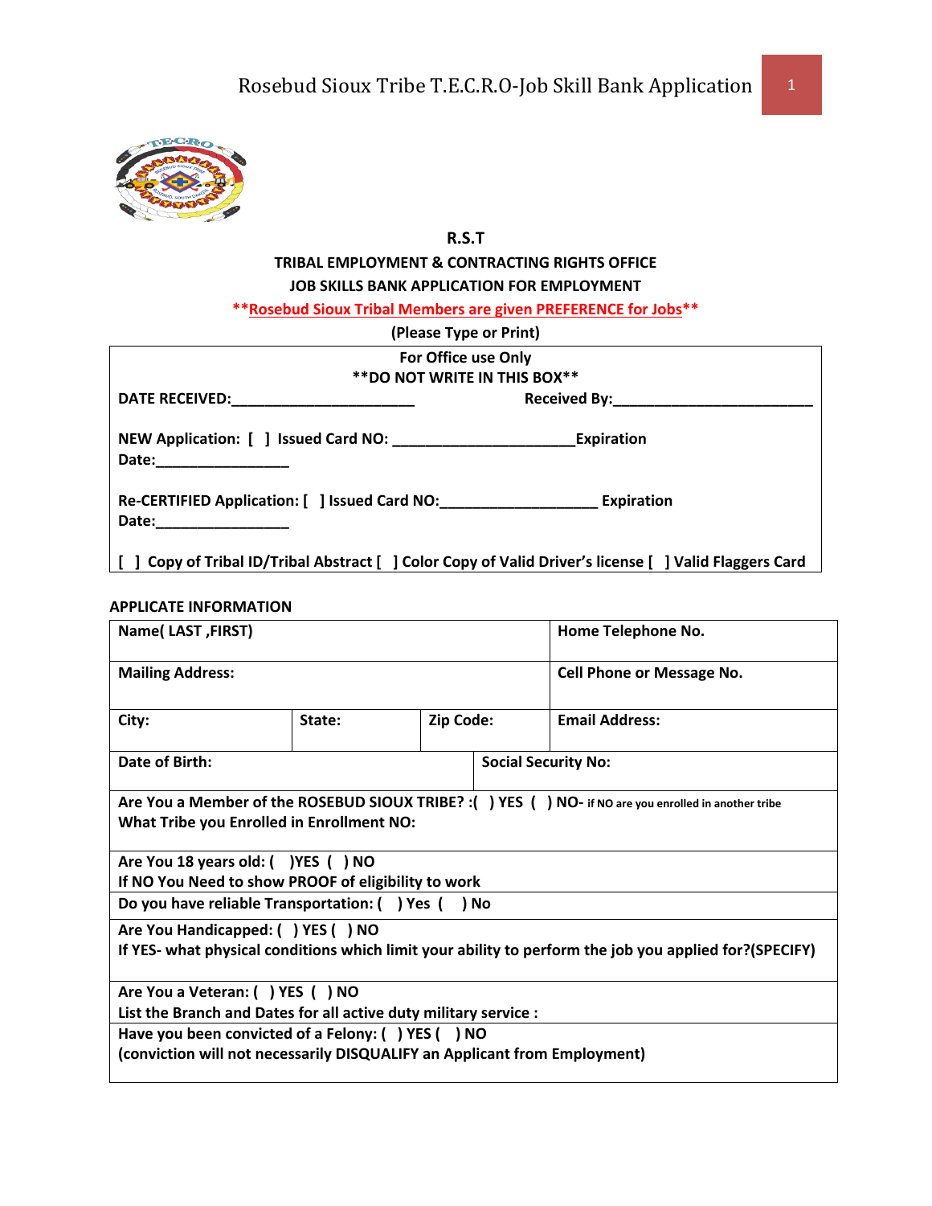**R.S.T**

**TRIBAL EMPLOYMENT & CONTRACTING RIGHTS OFFICE**

**JOB SKILLS BANK APPLICATION FOR EMPLOYMENT**

****Rosebud Sioux Tribal Members are given PREFERENCE for Jobs****

**(Please Type or Print)**

| For Office use Only<br>**DO NOT WRITE IN THIS BOX** |
|---|
| **DATE RECEIVED:**______________________ **Received By:**________________________ |
| **NEW Application: [ ] Issued Card NO:** ______________________**Expiration Date:**________________ |
| **Re-CERTIFIED Application: [ ] Issued Card NO:**___________________ **Expiration Date:**________________ |
| **[ ] Copy of Tribal ID/Tribal Abstract [ ] Color Copy of Valid Driver's license [ ] Valid Flaggers Card** |

**APPLICATE INFORMATION**

| | | | |
|---|---|---|---|
| **Name( LAST ,FIRST)** | | | **Home Telephone No.** |
| **Mailing Address:** | | | **Cell Phone or Message No.** |
| **City:** | **State:** | **Zip Code:** | **Email Address:** |
| **Date of Birth:** | | **Social Security No:** | |
| **Are You a Member of the ROSEBUD SIOUX TRIBE? :( ) YES ( ) NO-** if NO are you enrolled in another tribe<br>**What Tribe you Enrolled in Enrollment NO:** | | | |
| **Are You 18 years old: ( )YES ( ) NO**<br>**If NO You Need to show PROOF of eligibility to work** | | | |
| **Do you have reliable Transportation: ( ) Yes ( ) No** | | | |
| **Are You Handicapped: ( ) YES ( ) NO**<br>**If YES- what physical conditions which limit your ability to perform the job you applied for?(SPECIFY)** | | | |
| **Are You a Veteran: ( ) YES ( ) NO**<br>**List the Branch and Dates for all active duty military service :** | | | |
| **Have you been convicted of a Felony: ( ) YES ( ) NO**<br>**(conviction will not necessarily DISQUALIFY an Applicant from Employment)** | | | |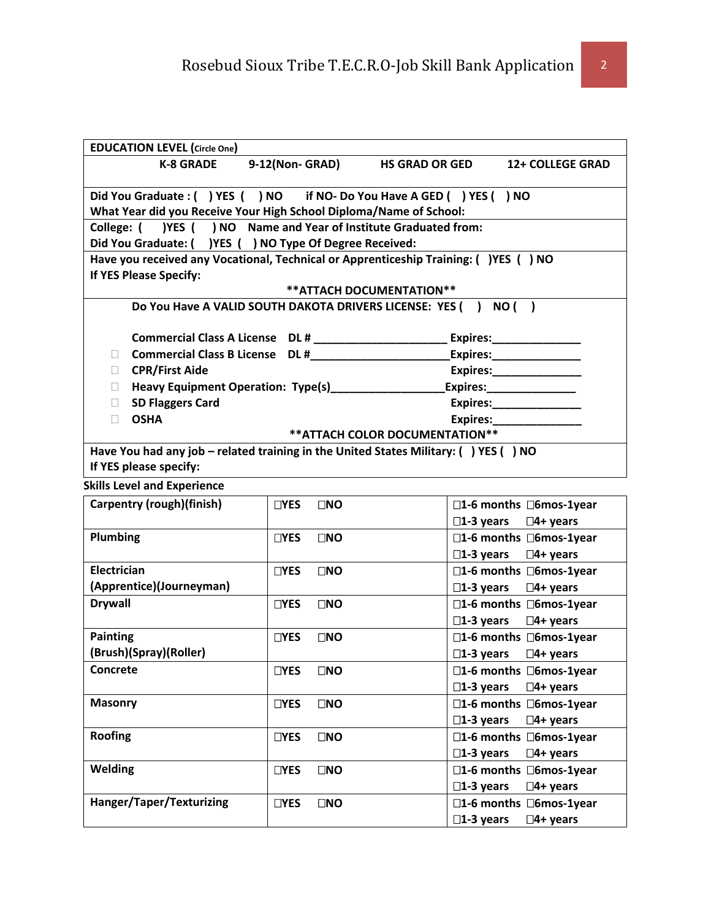| **EDUCATION LEVEL (Circle One)** | | | |
|---|---|---|---|
| **K-8 GRADE** | **9-12(Non- GRAD)** | **HS GRAD OR GED** | **12+ COLLEGE GRAD** |

**Did You Graduate : (   ) YES (   ) NO   if NO- Do You Have A GED (   ) YES (   ) NO**
**What Year did you Receive Your High School Diploma/Name of School:**

**College: (   )YES (   ) NO   Name and Year of Institute Graduated from:**
**Did You Graduate: (   )YES (   ) NO Type Of Degree Received:**

**Have you received any Vocational, Technical or Apprenticeship Training: (   )YES (   ) NO**
**If YES Please Specify:**

**\*\*ATTACH DOCUMENTATION\*\***

**Do You Have A VALID SOUTH DAKOTA DRIVERS LICENSE: YES (   ) NO (   )**

**Commercial Class A License   DL # ____________________ Expires:______________**
- ☐ **Commercial Class B License   DL #_____________________Expires:______________**
- ☐ **CPR/First Aide   Expires:______________**
- ☐ **Heavy Equipment Operation: Type(s)_________________Expires:______________**
- ☐ **SD Flaggers Card   Expires:______________**
- ☐ **OSHA   Expires:______________**

**\*\*ATTACH COLOR DOCUMENTATION\*\***

**Have You had any job – related training in the United States Military: (   ) YES (   ) NO**
**If YES please specify:**

**Skills Level and Experience**

| Skill | | Experience |
|---|---|---|
| **Carpentry (rough)(finish)** | ☐YES ☐NO | ☐1-6 months ☐6mos-1year ☐1-3 years ☐4+ years |
| **Plumbing** | ☐YES ☐NO | ☐1-6 months ☐6mos-1year ☐1-3 years ☐4+ years |
| **Electrician (Apprentice)(Journeyman)** | ☐YES ☐NO | ☐1-6 months ☐6mos-1year ☐1-3 years ☐4+ years |
| **Drywall** | ☐YES ☐NO | ☐1-6 months ☐6mos-1year ☐1-3 years ☐4+ years |
| **Painting (Brush)(Spray)(Roller)** | ☐YES ☐NO | ☐1-6 months ☐6mos-1year ☐1-3 years ☐4+ years |
| **Concrete** | ☐YES ☐NO | ☐1-6 months ☐6mos-1year ☐1-3 years ☐4+ years |
| **Masonry** | ☐YES ☐NO | ☐1-6 months ☐6mos-1year ☐1-3 years ☐4+ years |
| **Roofing** | ☐YES ☐NO | ☐1-6 months ☐6mos-1year ☐1-3 years ☐4+ years |
| **Welding** | ☐YES ☐NO | ☐1-6 months ☐6mos-1year ☐1-3 years ☐4+ years |
| **Hanger/Taper/Texturizing** | ☐YES ☐NO | ☐1-6 months ☐6mos-1year ☐1-3 years ☐4+ years |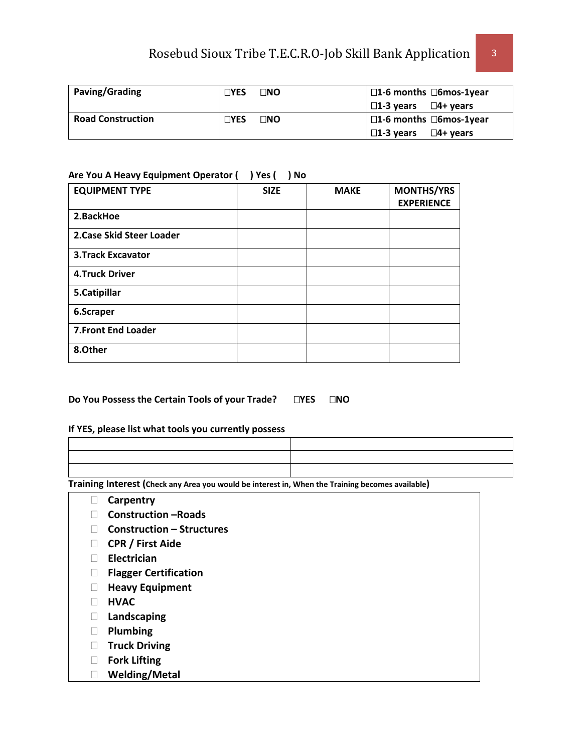| **Paving/Grading** | ☐YES ☐NO | ☐1-6 months ☐6mos-1year ☐1-3 years ☐4+ years |
|---|---|---|
| **Road Construction** | ☐YES ☐NO | ☐1-6 months ☐6mos-1year ☐1-3 years ☐4+ years |

**Are You A Heavy Equipment Operator ( ) Yes ( ) No**

| EQUIPMENT TYPE | SIZE | MAKE | MONTHS/YRS EXPERIENCE |
|---|---|---|---|
| 2.BackHoe | | | |
| 2.Case Skid Steer Loader | | | |
| 3.Track Excavator | | | |
| 4.Truck Driver | | | |
| 5.Catipillar | | | |
| 6.Scraper | | | |
| 7.Front End Loader | | | |
| 8.Other | | | |

**Do You Possess the Certain Tools of your Trade?** ☐**YES** ☐**NO**

**If YES, please list what tools you currently possess**

| | |
|---|---|
| | |
| | |
| | |

**Training Interest (Check any Area you would be interest in, When the Training becomes available)**

- ☐ **Carpentry**
- ☐ **Construction –Roads**
- ☐ **Construction – Structures**
- ☐ **CPR / First Aide**
- ☐ **Electrician**
- ☐ **Flagger Certification**
- ☐ **Heavy Equipment**
- ☐ **HVAC**
- ☐ **Landscaping**
- ☐ **Plumbing**
- ☐ **Truck Driving**
- ☐ **Fork Lifting**
- ☐ **Welding/Metal**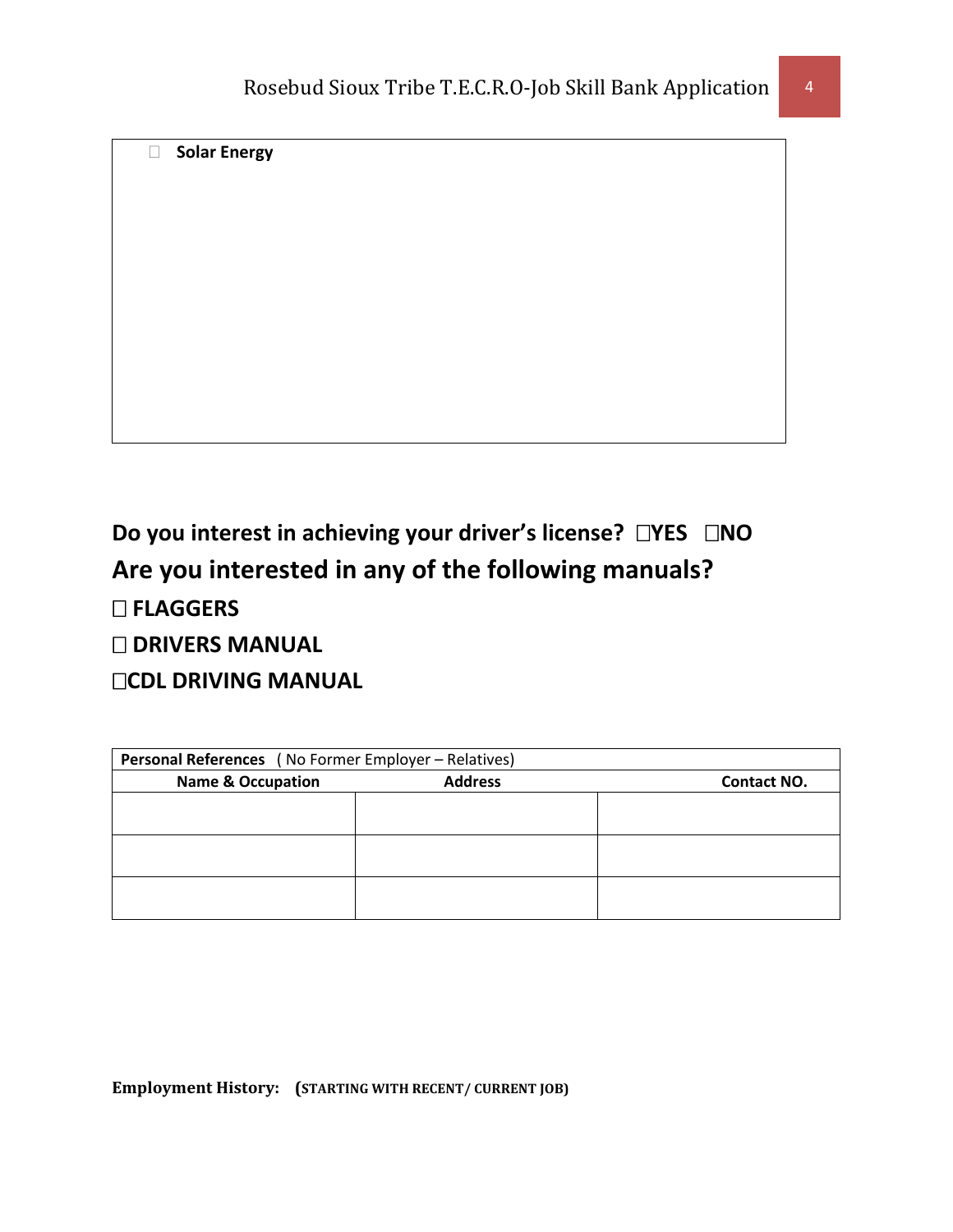☐ **Solar Energy**

**Do you interest in achieving your driver's license? ☐YES ☐NO**

**Are you interested in any of the following manuals?**

**☐ FLAGGERS**

**☐ DRIVERS MANUAL**

**☐CDL DRIVING MANUAL**

| **Personal References** ( No Former Employer – Relatives) | | |
|---|---|---|
| **Name & Occupation** | **Address** | **Contact NO.** |
| | | |
| | | |
| | | |

**Employment History: (STARTING WITH RECENT/ CURRENT JOB)**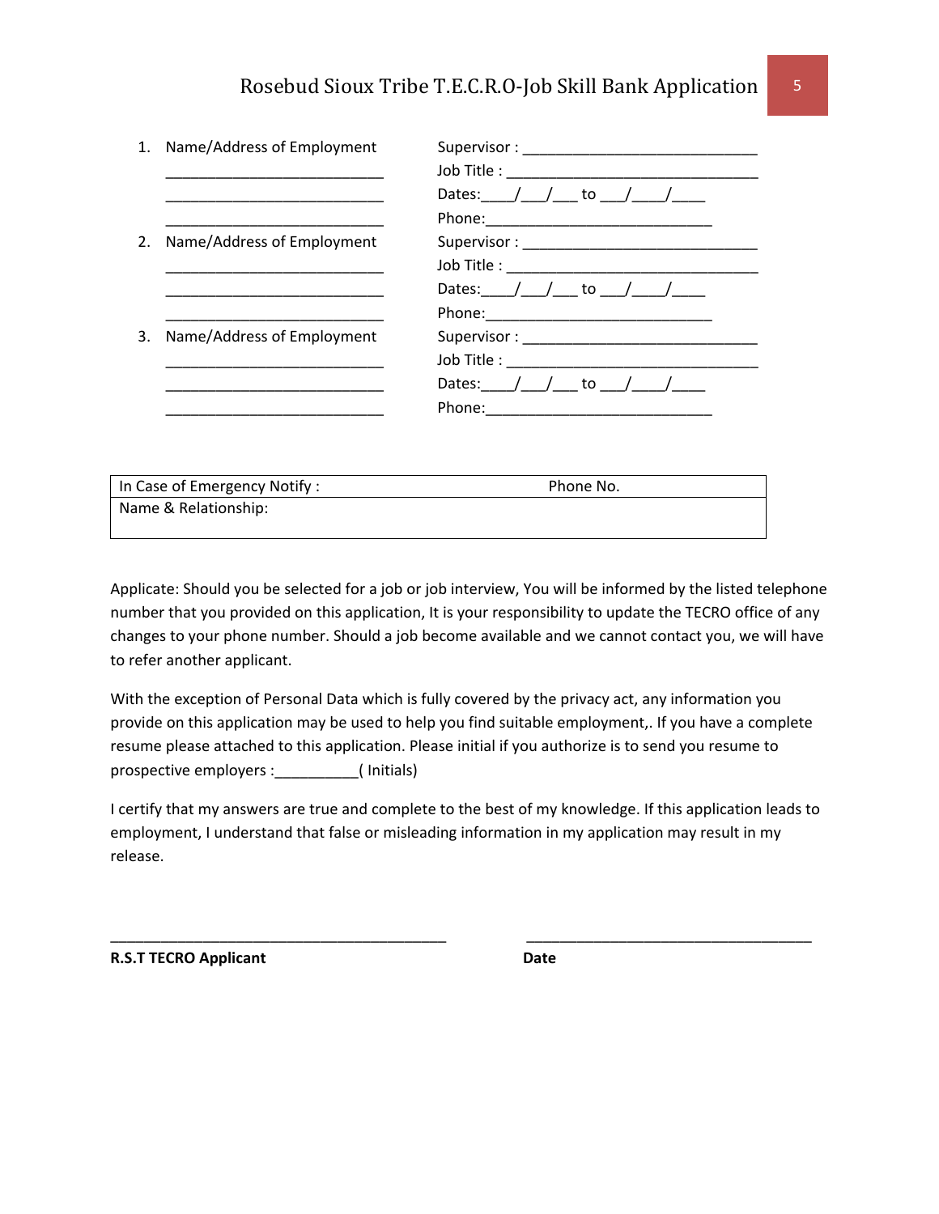1. Name/Address of Employment
   ___________________________
   ___________________________
   ___________________________

   Supervisor : ____________________________
   Job Title : ______________________________
   Dates:____/___/___ to ___/____/____
   Phone:___________________________

2. Name/Address of Employment
   ___________________________
   ___________________________
   ___________________________

   Supervisor : ____________________________
   Job Title : ______________________________
   Dates:____/___/___ to ___/____/____
   Phone:___________________________

3. Name/Address of Employment
   ___________________________
   ___________________________
   ___________________________

   Supervisor : ____________________________
   Job Title : ______________________________
   Dates:____/___/___ to ___/____/____
   Phone:___________________________

| In Case of Emergency Notify : | Phone No. |
|---|---|
| Name & Relationship: | |

Applicate: Should you be selected for a job or job interview, You will be informed by the listed telephone number that you provided on this application, It is your responsibility to update the TECRO office of any changes to your phone number. Should a job become available and we cannot contact you, we will have to refer another applicant.

With the exception of Personal Data which is fully covered by the privacy act, any information you provide on this application may be used to help you find suitable employment,. If you have a complete resume please attached to this application. Please initial if you authorize is to send you resume to prospective employers :__________( Initials)

I certify that my answers are true and complete to the best of my knowledge. If this application leads to employment, I understand that false or misleading information in my application may result in my release.

__________________________________________ ____________________________________

**R.S.T TECRO Applicant** **Date**